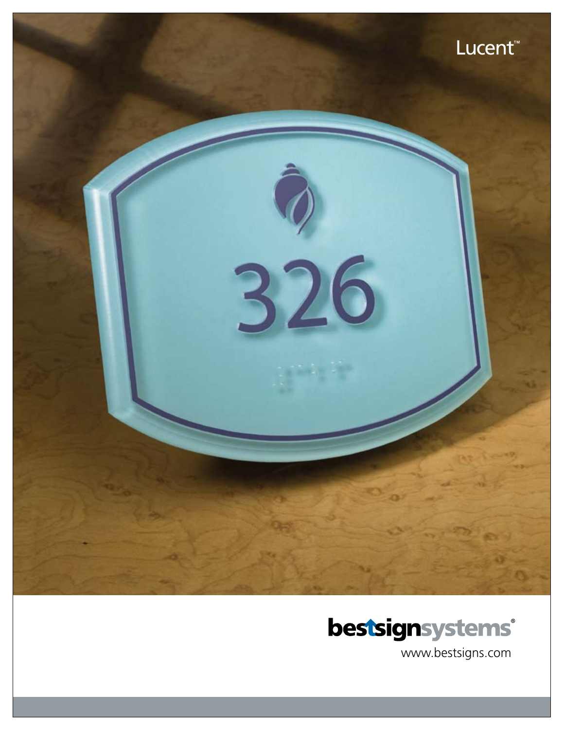# Lucent™

bestsignsystems®

www.bestsigns.com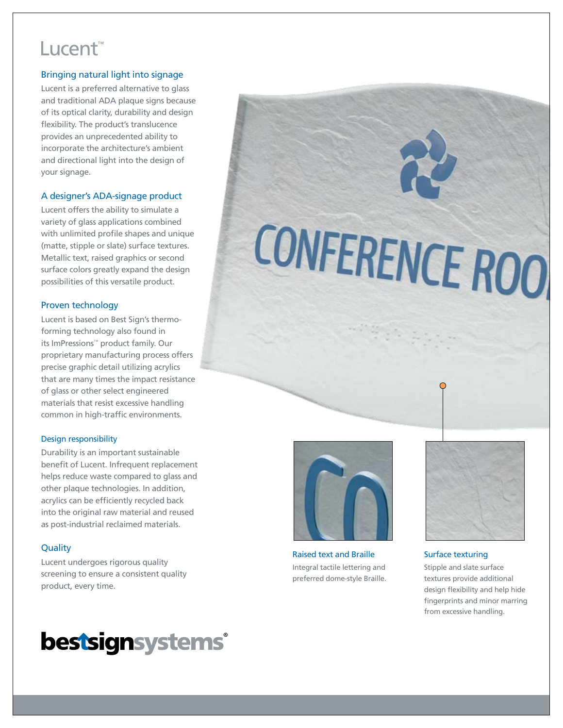# Lucent™

## Bringing natural light into signage

Lucent is a preferred alternative to glass and traditional ADA plaque signs because of its optical clarity, durability and design flexibility. The product's translucence provides an unprecedented ability to incorporate the architecture's ambient and directional light into the design of your signage.

## A designer's ADA-signage product

Lucent offers the ability to simulate a variety of glass applications combined with unlimited profile shapes and unique (matte, stipple or slate) surface textures. Metallic text, raised graphics or second surface colors greatly expand the design possibilities of this versatile product.

## Proven technology

Lucent is based on Best Sign's thermo-forming technology also found in its ImPressions™ product family. Our proprietary manufacturing process offers precise graphic detail utilizing acrylics that are many times the impact resistance of glass or other select engineered materials that resist excessive handling common in high-traffic environments.

## Design responsibility

Durability is an important sustainable benefit of Lucent. Infrequent replacement helps reduce waste compared to glass and other plaque technologies. In addition, acrylics can be efficiently recycled back into the original raw material and reused as post-industrial reclaimed materials.

## Quality

Lucent undergoes rigorous quality screening to ensure a consistent quality product, every time.

### Raised text and Braille

Integral tactile lettering and preferred dome-style Braille.

### Surface texturing

Stipple and slate surface textures provide additional design flexibility and help hide fingerprints and minor marring from excessive handling.

**bestsignsystems®**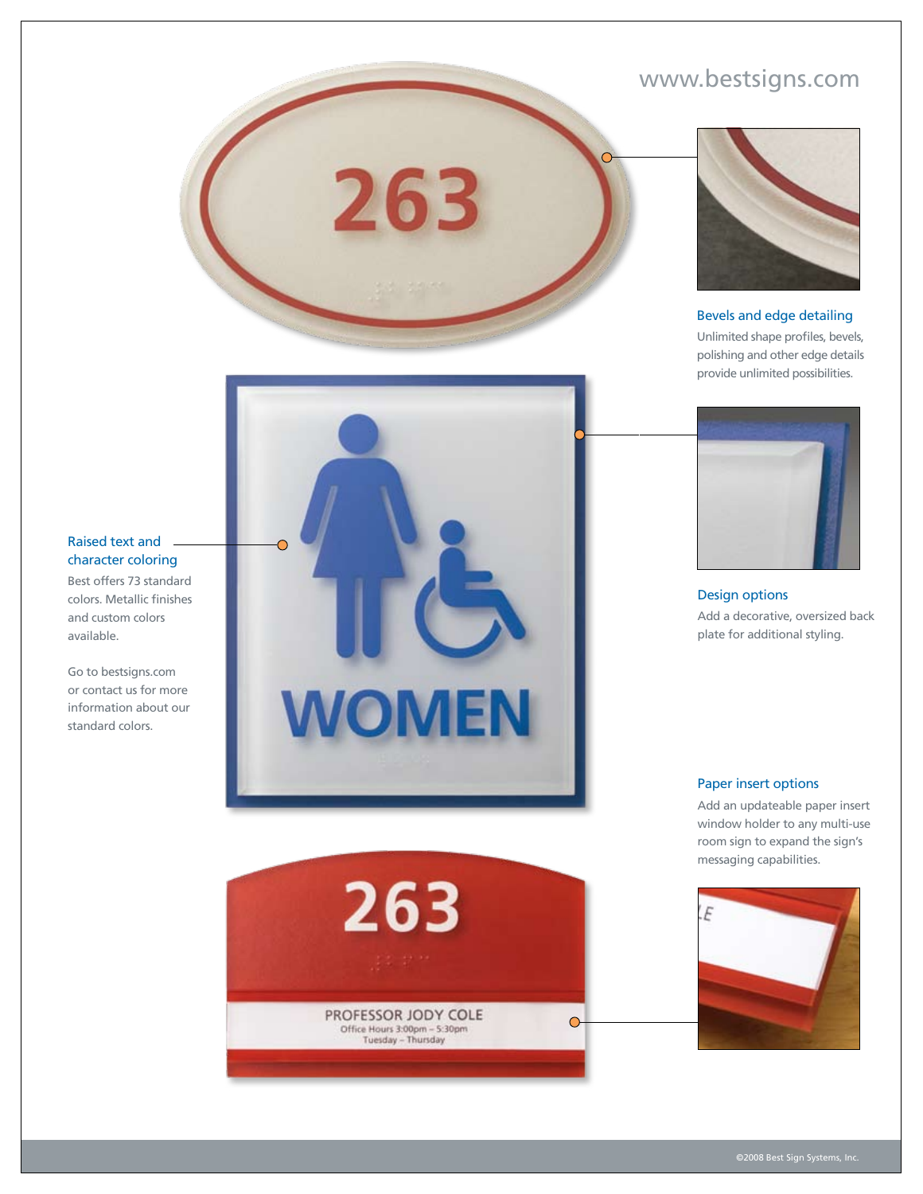www.bestsigns.com

### Raised text and character coloring

Best offers 73 standard colors. Metallic finishes and custom colors available.

Go to bestsigns.com or contact us for more information about our standard colors.

### Bevels and edge detailing

Unlimited shape profiles, bevels, polishing and other edge details provide unlimited possibilities.

### Design options

Add a decorative, oversized back plate for additional styling.

### Paper insert options

Add an updateable paper insert window holder to any multi-use room sign to expand the sign's messaging capabilities.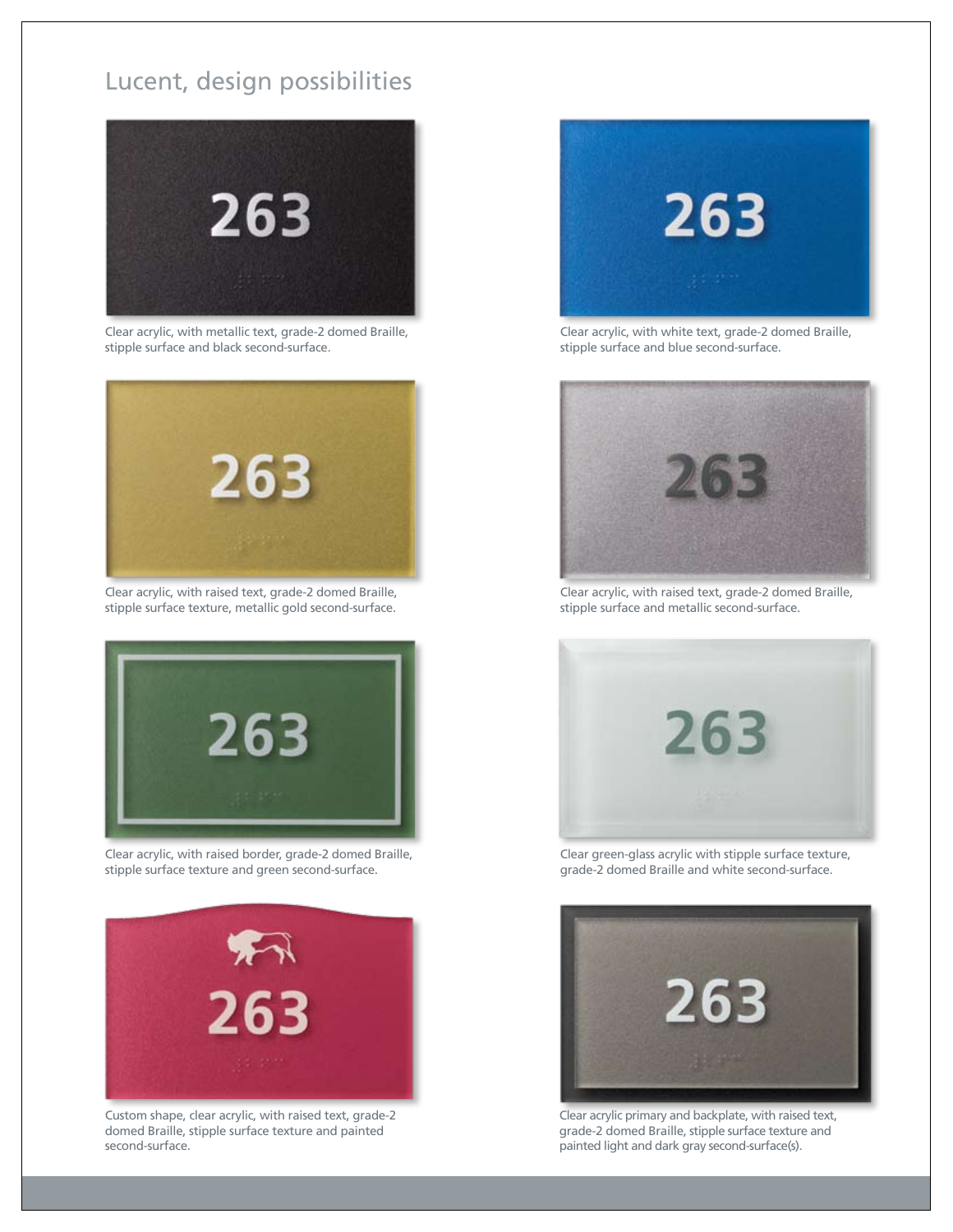## Lucent, design possibilities

Clear acrylic, with metallic text, grade-2 domed Braille, stipple surface and black second-surface.

Clear acrylic, with white text, grade-2 domed Braille, stipple surface and blue second-surface.

Clear acrylic, with raised text, grade-2 domed Braille, stipple surface texture, metallic gold second-surface.

Clear acrylic, with raised text, grade-2 domed Braille, stipple surface and metallic second-surface.

Clear acrylic, with raised border, grade-2 domed Braille, stipple surface texture and green second-surface.

Clear green-glass acrylic with stipple surface texture, grade-2 domed Braille and white second-surface.

Custom shape, clear acrylic, with raised text, grade-2 domed Braille, stipple surface texture and painted second-surface.

Clear acrylic primary and backplate, with raised text, grade-2 domed Braille, stipple surface texture and painted light and dark gray second-surface(s).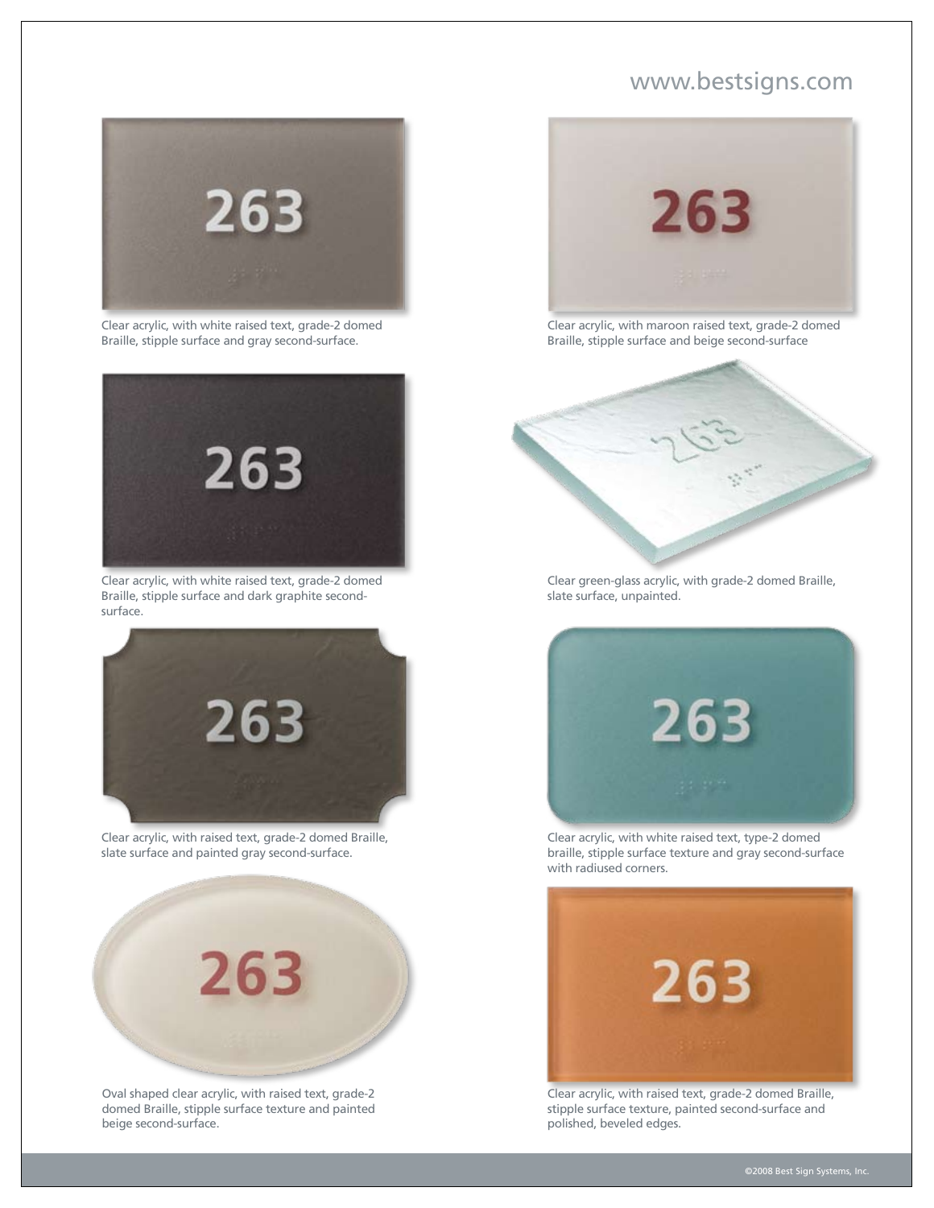www.bestsigns.com

263

Clear acrylic, with white raised text, grade-2 domed Braille, stipple surface and gray second-surface.

263

Clear acrylic, with maroon raised text, grade-2 domed Braille, stipple surface and beige second-surface

263

Clear acrylic, with white raised text, grade-2 domed Braille, stipple surface and dark graphite second-surface.

263

Clear green-glass acrylic, with grade-2 domed Braille, slate surface, unpainted.

263

Clear acrylic, with raised text, grade-2 domed Braille, slate surface and painted gray second-surface.

263

Clear acrylic, with white raised text, type-2 domed braille, stipple surface texture and gray second-surface with radiused corners.

263

Oval shaped clear acrylic, with raised text, grade-2 domed Braille, stipple surface texture and painted beige second-surface.

263

Clear acrylic, with raised text, grade-2 domed Braille, stipple surface texture, painted second-surface and polished, beveled edges.

©2008 Best Sign Systems, Inc.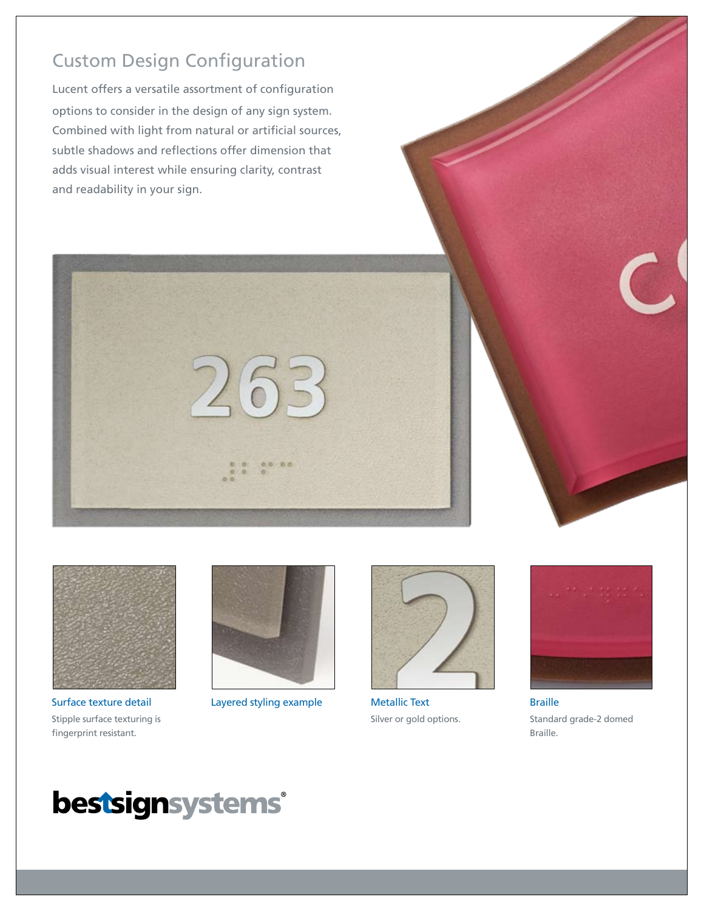# Custom Design Configuration

Lucent offers a versatile assortment of configuration options to consider in the design of any sign system. Combined with light from natural or artificial sources, subtle shadows and reflections offer dimension that adds visual interest while ensuring clarity, contrast and readability in your sign.

**Surface texture detail**

Stipple surface texturing is fingerprint resistant.

**Layered styling example**

**Metallic Text**

Silver or gold options.

**Braille**

Standard grade-2 domed Braille.

bestsignsystems®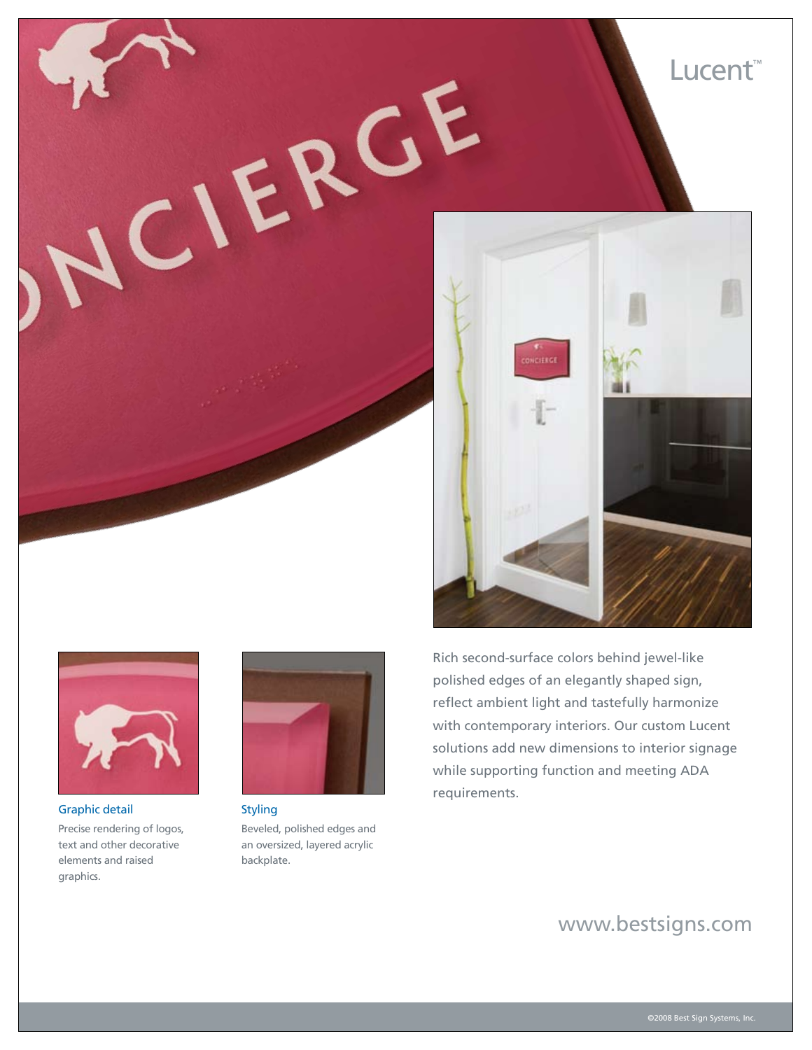# Lucent™

Rich second-surface colors behind jewel-like polished edges of an elegantly shaped sign, reflect ambient light and tastefully harmonize with contemporary interiors. Our custom Lucent solutions add new dimensions to interior signage while supporting function and meeting ADA requirements.

### Graphic detail

Precise rendering of logos, text and other decorative elements and raised graphics.

### Styling

Beveled, polished edges and an oversized, layered acrylic backplate.

www.bestsigns.com

©2008 Best Sign Systems, Inc.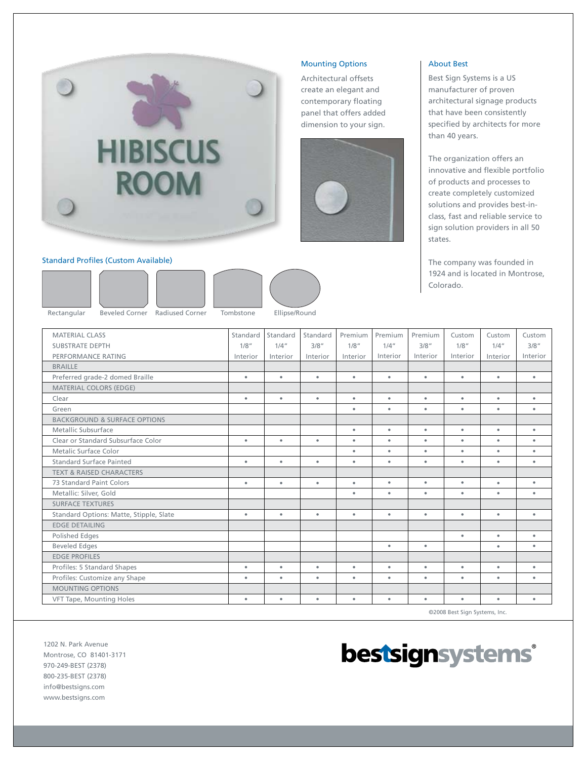## Mounting Options

Architectural offsets create an elegant and contemporary floating panel that offers added dimension to your sign.

## About Best

Best Sign Systems is a US manufacturer of proven architectural signage products that have been consistently specified by architects for more than 40 years.

The organization offers an innovative and flexible portfolio of products and processes to create completely customized solutions and provides best-in-class, fast and reliable service to sign solution providers in all 50 states.

The company was founded in 1924 and is located in Montrose, Colorado.

## Standard Profiles (Custom Available)

Rectangular · Beveled Corner · Radiused Corner · Tombstone · Ellipse/Round

| MATERIAL CLASS<br>SUBSTRATE DEPTH<br>PERFORMANCE RATING | Standard<br>1/8″<br>Interior | Standard<br>1/4″<br>Interior | Standard<br>3/8″<br>Interior | Premium<br>1/8″<br>Interior | Premium<br>1/4″<br>Interior | Premium<br>3/8″<br>Interior | Custom<br>1/8″<br>Interior | Custom<br>1/4″<br>Interior | Custom<br>3/8″<br>Interior |
|---|---|---|---|---|---|---|---|---|---|
| BRAILLE | | | | | | | | | |
| Preferred grade-2 domed Braille | • | • | • | • | • | • | • | • | • |
| MATERIAL COLORS (EDGE) | | | | | | | | | |
| Clear | • | • | • | • | • | • | • | • | • |
| Green | | | | • | • | • | • | • | • |
| BACKGROUND & SURFACE OPTIONS | | | | | | | | | |
| Metallic Subsurface | | | | • | • | • | • | • | • |
| Clear or Standard Subsurface Color | • | • | • | • | • | • | • | • | • |
| Metalic Surface Color | | | | • | • | • | • | • | • |
| Standard Surface Painted | • | • | • | • | • | • | • | • | • |
| TEXT & RAISED CHARACTERS | | | | | | | | | |
| 73 Standard Paint Colors | • | • | • | • | • | • | • | • | • |
| Metallic: Silver, Gold | | | | • | • | • | • | • | • |
| SURFACE TEXTURES | | | | | | | | | |
| Standard Options: Matte, Stipple, Slate | • | • | • | • | • | • | • | • | • |
| EDGE DETAILING | | | | | | | | | |
| Polished Edges | | | | | | | • | • | • |
| Beveled Edges | | | | | • | • | | • | • |
| EDGE PROFILES | | | | | | | | | |
| Profiles: 5 Standard Shapes | • | • | • | • | • | • | • | • | • |
| Profiles: Customize any Shape | • | • | • | • | • | • | • | • | • |
| MOUNTING OPTIONS | | | | | | | | | |
| VFT Tape, Mounting Holes | • | • | • | • | • | • | • | • | • |

©2008 Best Sign Systems, Inc.

1202 N. Park Avenue
Montrose, CO 81401-3171
970-249-BEST (2378)
800-235-BEST (2378)
info@bestsigns.com
www.bestsigns.com

bestsignsystems®